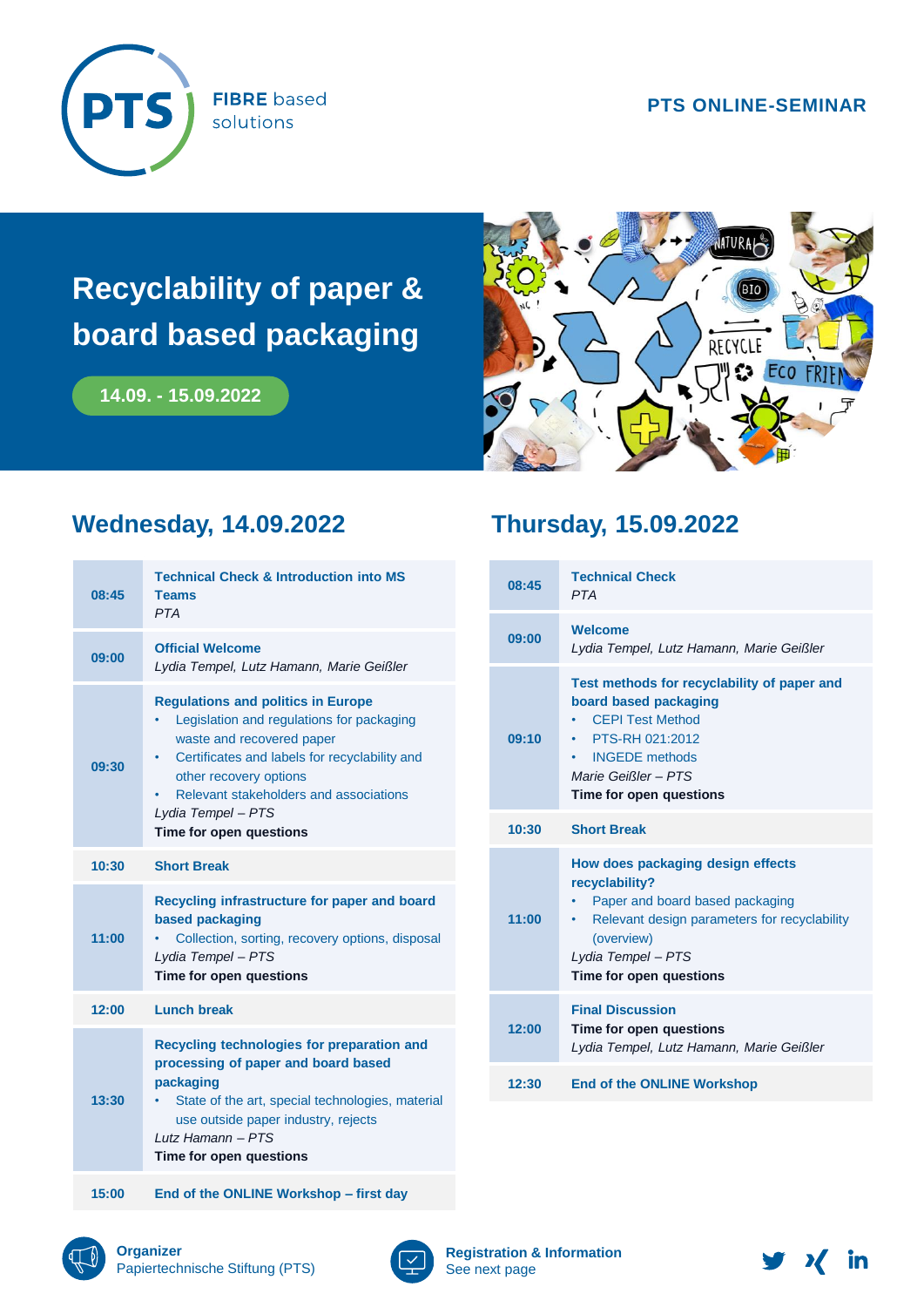PTS FIBRE based solutions

**PTS ONLINE-SEMINAR**

# Recyclability of paper & board based packaging

**14.09. - 15.09.2022**

## Wednesday, 14.09.2022

| Time | Program |
|---|---|
| 08:45 | **Technical Check & Introduction into MS Teams**<br>*PTA* |
| 09:00 | **Official Welcome**<br>*Lydia Tempel, Lutz Hamann, Marie Geißler* |
| 09:30 | **Regulations and politics in Europe**<br>• Legislation and regulations for packaging waste and recovered paper<br>• Certificates and labels for recyclability and other recovery options<br>• Relevant stakeholders and associations<br>*Lydia Tempel – PTS*<br>**Time for open questions** |
| 10:30 | **Short Break** |
| 11:00 | **Recycling infrastructure for paper and board based packaging**<br>• Collection, sorting, recovery options, disposal<br>*Lydia Tempel – PTS*<br>**Time for open questions** |
| 12:00 | **Lunch break** |
| 13:30 | **Recycling technologies for preparation and processing of paper and board based packaging**<br>• State of the art, special technologies, material use outside paper industry, rejects<br>*Lutz Hamann – PTS*<br>**Time for open questions** |
| 15:00 | **End of the ONLINE Workshop – first day** |

## Thursday, 15.09.2022

| Time | Program |
|---|---|
| 08:45 | **Technical Check**<br>*PTA* |
| 09:00 | **Welcome**<br>*Lydia Tempel, Lutz Hamann, Marie Geißler* |
| 09:10 | **Test methods for recyclability of paper and board based packaging**<br>• CEPI Test Method<br>• PTS-RH 021:2012<br>• INGEDE methods<br>*Marie Geißler – PTS*<br>**Time for open questions** |
| 10:30 | **Short Break** |
| 11:00 | **How does packaging design effects recyclability?**<br>• Paper and board based packaging<br>• Relevant design parameters for recyclability (overview)<br>*Lydia Tempel – PTS*<br>**Time for open questions** |
| 12:00 | **Final Discussion**<br>**Time for open questions**<br>*Lydia Tempel, Lutz Hamann, Marie Geißler* |
| 12:30 | **End of the ONLINE Workshop** |

**Organizer**
Papiertechnische Stiftung (PTS)

**Registration & Information**
See next page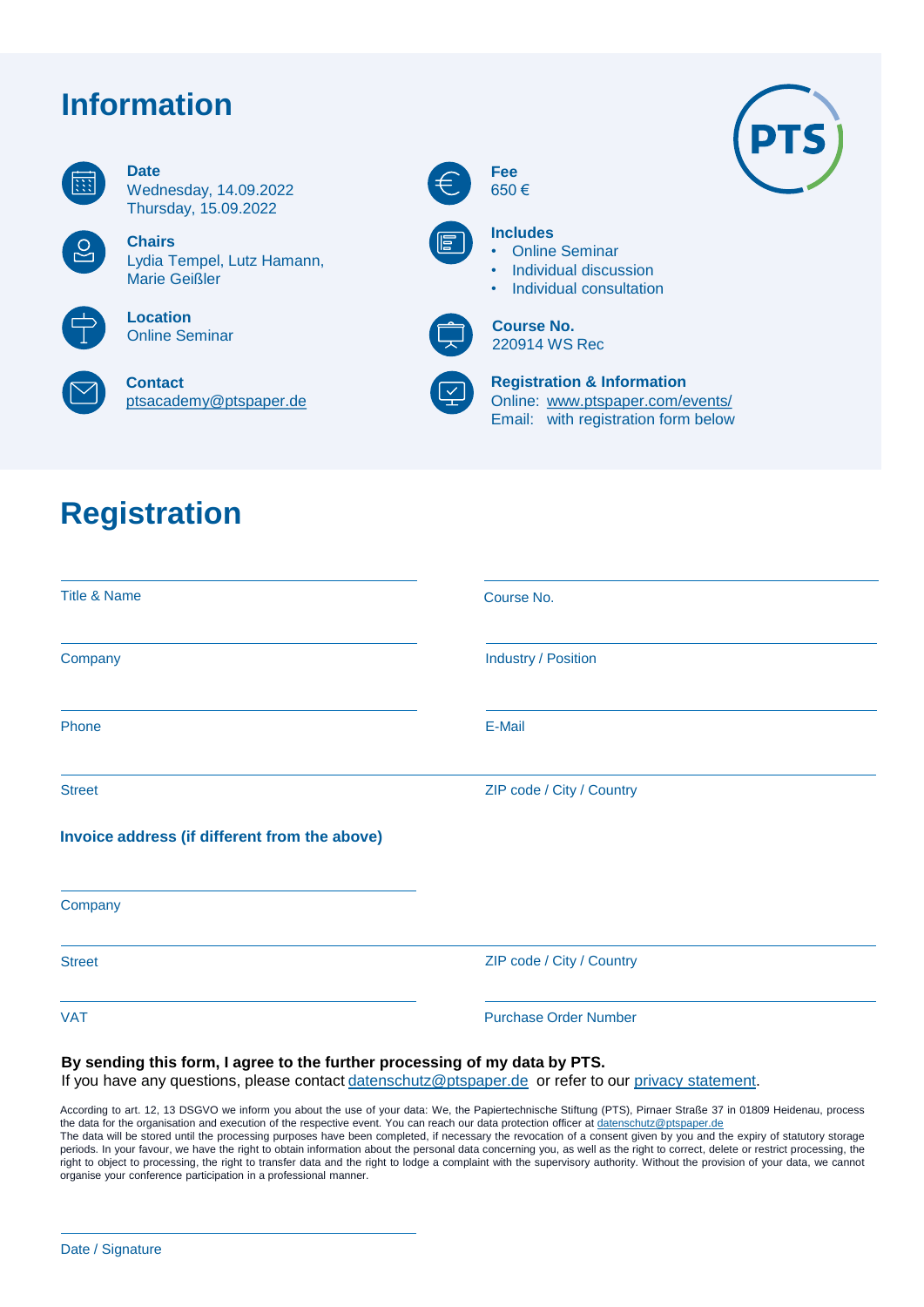# Information

**Date**
Wednesday, 14.09.2022
Thursday, 15.09.2022

**Chairs**
Lydia Tempel, Lutz Hamann, Marie Geißler

**Location**
Online Seminar

**Contact**
ptsacademy@ptspaper.de

**Fee**
650 €

**Includes**
- Online Seminar
- Individual discussion
- Individual consultation

**Course No.**
220914 WS Rec

**Registration & Information**
Online: www.ptspaper.com/events/
Email: with registration form below

# Registration

Title & Name

Course No.

Company

Industry / Position

Phone

E-Mail

Street

ZIP code / City / Country

**Invoice address (if different from the above)**

Company

Street

ZIP code / City / Country

VAT

Purchase Order Number

**By sending this form, I agree to the further processing of my data by PTS.**
If you have any questions, please contact datenschutz@ptspaper.de or refer to our privacy statement.

According to art. 12, 13 DSGVO we inform you about the use of your data: We, the Papiertechnische Stiftung (PTS), Pirnaer Straße 37 in 01809 Heidenau, process the data for the organisation and execution of the respective event. You can reach our data protection officer at datenschutz@ptspaper.de
The data will be stored until the processing purposes have been completed, if necessary the revocation of a consent given by you and the expiry of statutory storage periods. In your favour, we have the right to obtain information about the personal data concerning you, as well as the right to correct, delete or restrict processing, the right to object to processing, the right to transfer data and the right to lodge a complaint with the supervisory authority. Without the provision of your data, we cannot organise your conference participation in a professional manner.

Date / Signature